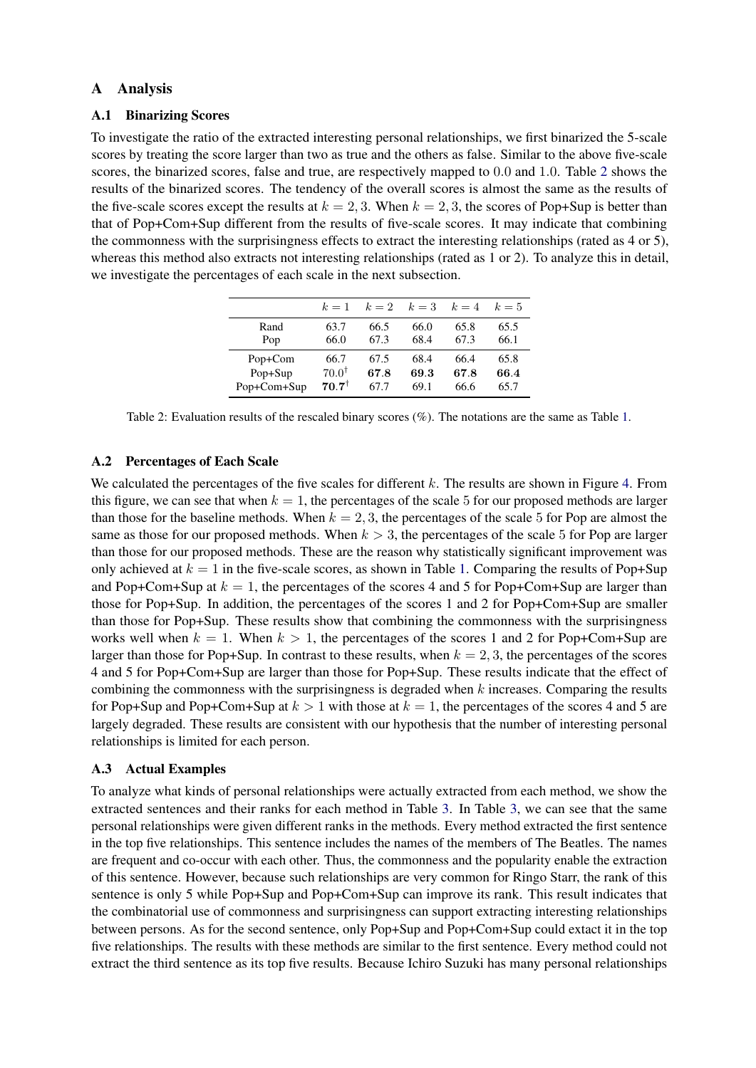## A Analysis

### A.1 Binarizing Scores

To investigate the ratio of the extracted interesting personal relationships, we first binarized the 5-scale scores by treating the score larger than two as true and the others as false. Similar to the above five-scale scores, the binarized scores, false and true, are respectively mapped to 0.0 and 1.0. Table 2 shows the results of the binarized scores. The tendency of the overall scores is almost the same as the results of the five-scale scores except the results at $k = 2, 3$. When $k = 2, 3$, the scores of Pop+Sup is better than that of Pop+Com+Sup different from the results of five-scale scores. It may indicate that combining the commonness with the surprisingness effects to extract the interesting relationships (rated as 4 or 5), whereas this method also extracts not interesting relationships (rated as 1 or 2). To analyze this in detail, we investigate the percentages of each scale in the next subsection.

| | $k = 1$ | $k = 2$ | $k = 3$ | $k = 4$ | $k = 5$ |
|---|---|---|---|---|---|
| Rand | 63.7 | 66.5 | 66.0 | 65.8 | 65.5 |
| Pop | 66.0 | 67.3 | 68.4 | 67.3 | 66.1 |
| Pop+Com | 66.7 | 67.5 | 68.4 | 66.4 | 65.8 |
| Pop+Sup | $70.0^{\dagger}$ | **67.8** | **69.3** | **67.8** | **66.4** |
| Pop+Com+Sup | $\mathbf{70.7}^{\dagger}$ | 67.7 | 69.1 | 66.6 | 65.7 |

Table 2: Evaluation results of the rescaled binary scores (%). The notations are the same as Table 1.

### A.2 Percentages of Each Scale

We calculated the percentages of the five scales for different $k$. The results are shown in Figure 4. From this figure, we can see that when $k = 1$, the percentages of the scale 5 for our proposed methods are larger than those for the baseline methods. When $k = 2, 3$, the percentages of the scale 5 for Pop are almost the same as those for our proposed methods. When $k > 3$, the percentages of the scale 5 for Pop are larger than those for our proposed methods. These are the reason why statistically significant improvement was only achieved at $k = 1$ in the five-scale scores, as shown in Table 1. Comparing the results of Pop+Sup and Pop+Com+Sup at $k = 1$, the percentages of the scores 4 and 5 for Pop+Com+Sup are larger than those for Pop+Sup. In addition, the percentages of the scores 1 and 2 for Pop+Com+Sup are smaller than those for Pop+Sup. These results show that combining the commonness with the surprisingness works well when $k = 1$. When $k > 1$, the percentages of the scores 1 and 2 for Pop+Com+Sup are larger than those for Pop+Sup. In contrast to these results, when $k = 2, 3$, the percentages of the scores 4 and 5 for Pop+Com+Sup are larger than those for Pop+Sup. These results indicate that the effect of combining the commonness with the surprisingness is degraded when $k$ increases. Comparing the results for Pop+Sup and Pop+Com+Sup at $k > 1$ with those at $k = 1$, the percentages of the scores 4 and 5 are largely degraded. These results are consistent with our hypothesis that the number of interesting personal relationships is limited for each person.

### A.3 Actual Examples

To analyze what kinds of personal relationships were actually extracted from each method, we show the extracted sentences and their ranks for each method in Table 3. In Table 3, we can see that the same personal relationships were given different ranks in the methods. Every method extracted the first sentence in the top five relationships. This sentence includes the names of the members of The Beatles. The names are frequent and co-occur with each other. Thus, the commonness and the popularity enable the extraction of this sentence. However, because such relationships are very common for Ringo Starr, the rank of this sentence is only 5 while Pop+Sup and Pop+Com+Sup can improve its rank. This result indicates that the combinatorial use of commonness and surprisingness can support extracting interesting relationships between persons. As for the second sentence, only Pop+Sup and Pop+Com+Sup could extact it in the top five relationships. The results with these methods are similar to the first sentence. Every method could not extract the third sentence as its top five results. Because Ichiro Suzuki has many personal relationships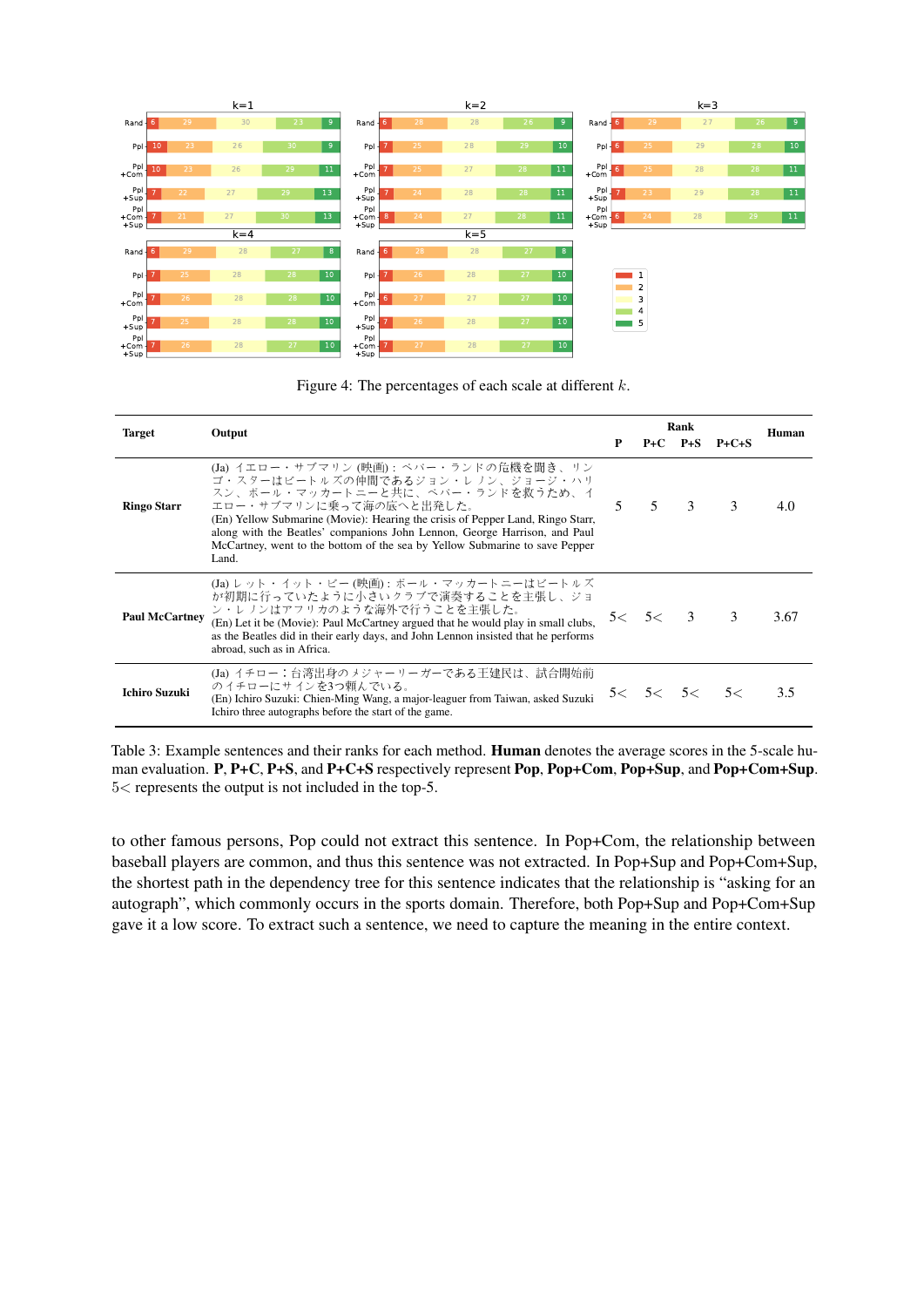k=1

Rand: 6 29 30 23 9
Ppl: 10 23 26 30 9
Ppl +Com: 10 23 26 29 11
Ppl +Sup: 7 22 27 29 13
Ppl +Com +Sup: 7 21 27 30 13

k=2

Rand: 6 28 28 26 9
Ppl: 7 25 28 29 10
Ppl +Com: 7 25 27 28 11
Ppl +Sup: 7 24 28 28 11
Ppl +Com +Sup: 8 24 27 28 11

k=3

Rand: 6 29 27 26 9
Ppl: 6 25 29 28 10
Ppl +Com: 6 25 28 28 11
Ppl +Sup: 7 23 29 28 11
Ppl +Com +Sup: 6 24 28 29 11

k=4

Rand: 6 29 28 27 8
Ppl: 7 25 28 28 10
Ppl +Com: 7 26 28 28 10
Ppl +Sup: 7 25 28 28 10
Ppl +Com +Sup: 7 26 28 27 10

k=5

Rand: 6 28 28 27 8
Ppl: 7 26 28 27 10
Ppl +Com: 6 27 27 27 10
Ppl +Sup: 7 26 28 27 10
Ppl +Com +Sup: 7 27 28 27 10

1
2
3
4
5

Figure 4: The percentages of each scale at different $k$.

| Target | Output | Rank | | | | Human |
|---|---|---|---|---|---|---|
| | | P | P+C | P+S | P+C+S | |
| **Ringo Starr** | (Ja) イエロー・サブマリン (映画)：ペパー・ランドの危機を聞き、リンゴ・スターはビートルズの仲間であるジョン・レノン、ジョージ・ハリスン、ポール・マッカートニーと共に、ペパー・ランドを救うため、イエロー・サブマリンに乗って海の底へと出発した。 (En) Yellow Submarine (Movie): Hearing the crisis of Pepper Land, Ringo Starr, along with the Beatles' companions John Lennon, George Harrison, and Paul McCartney, went to the bottom of the sea by Yellow Submarine to save Pepper Land. | 5 | 5 | 3 | 3 | 4.0 |
| **Paul McCartney** | (Ja) レット・イット・ビー (映画)：ポール・マッカートニーはビートルズが初期に行っていたように小さいクラブで演奏することを主張し、ジョン・レノンはアフリカのような海外で行うことを主張した。 (En) Let it be (Movie): Paul McCartney argued that he would play in small clubs, as the Beatles did in their early days, and John Lennon insisted that he performs abroad, such as in Africa. | 5< | 5< | 3 | 3 | 3.67 |
| **Ichiro Suzuki** | (Ja) イチロー：台湾出身のメジャーリーガーである王建民は、試合開始前のイチローにサインを3つ頼んでいる。 (En) Ichiro Suzuki: Chien-Ming Wang, a major-leaguer from Taiwan, asked Suzuki Ichiro three autographs before the start of the game. | 5< | 5< | 5< | 5< | 3.5 |

Table 3: Example sentences and their ranks for each method. **Human** denotes the average scores in the 5-scale human evaluation. **P**, **P+C**, **P+S**, and **P+C+S** respectively represent **Pop**, **Pop+Com**, **Pop+Sup**, and **Pop+Com+Sup**. $5<$ represents the output is not included in the top-5.

to other famous persons, Pop could not extract this sentence. In Pop+Com, the relationship between baseball players are common, and thus this sentence was not extracted. In Pop+Sup and Pop+Com+Sup, the shortest path in the dependency tree for this sentence indicates that the relationship is "asking for an autograph", which commonly occurs in the sports domain. Therefore, both Pop+Sup and Pop+Com+Sup gave it a low score. To extract such a sentence, we need to capture the meaning in the entire context.